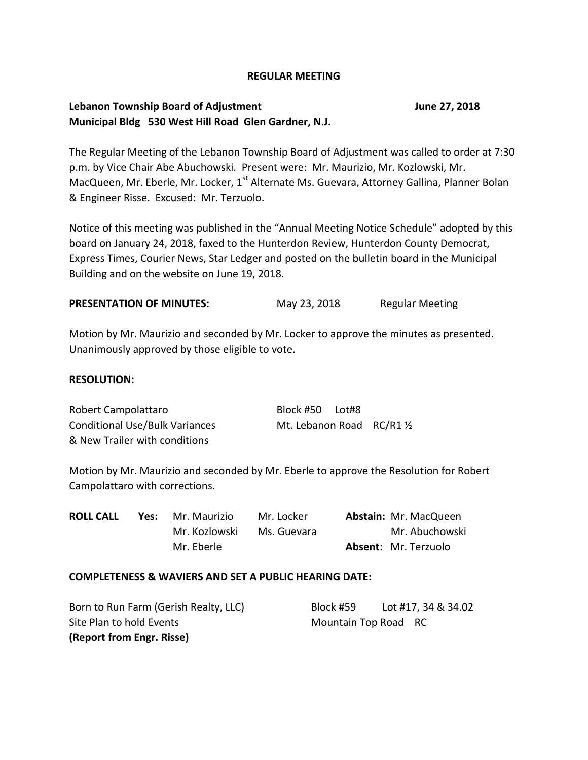# REGULAR MEETING

**Lebanon Township Board of Adjustment** **June 27, 2018**
**Municipal Bldg 530 West Hill Road Glen Gardner, N.J.**

The Regular Meeting of the Lebanon Township Board of Adjustment was called to order at 7:30 p.m. by Vice Chair Abe Abuchowski. Present were: Mr. Maurizio, Mr. Kozlowski, Mr. MacQueen, Mr. Eberle, Mr. Locker, 1st Alternate Ms. Guevara, Attorney Gallina, Planner Bolan & Engineer Risse. Excused: Mr. Terzuolo.

Notice of this meeting was published in the "Annual Meeting Notice Schedule" adopted by this board on January 24, 2018, faxed to the Hunterdon Review, Hunterdon County Democrat, Express Times, Courier News, Star Ledger and posted on the bulletin board in the Municipal Building and on the website on June 19, 2018.

**PRESENTATION OF MINUTES:** May 23, 2018 Regular Meeting

Motion by Mr. Maurizio and seconded by Mr. Locker to approve the minutes as presented. Unanimously approved by those eligible to vote.

**RESOLUTION:**

Robert Campolattaro Block #50 Lot#8
Conditional Use/Bulk Variances Mt. Lebanon Road RC/R1 ½
& New Trailer with conditions

Motion by Mr. Maurizio and seconded by Mr. Eberle to approve the Resolution for Robert Campolattaro with corrections.

| **ROLL CALL** | **Yes:** | Mr. Maurizio | Mr. Locker | **Abstain:** Mr. MacQueen |
|---|---|---|---|---|
| | | Mr. Kozlowski | Ms. Guevara | Mr. Abuchowski |
| | | Mr. Eberle | | **Absent**: Mr. Terzuolo |

**COMPLETENESS & WAVIERS AND SET A PUBLIC HEARING DATE:**

Born to Run Farm (Gerish Realty, LLC) Block #59 Lot #17, 34 & 34.02
Site Plan to hold Events Mountain Top Road RC
**(Report from Engr. Risse)**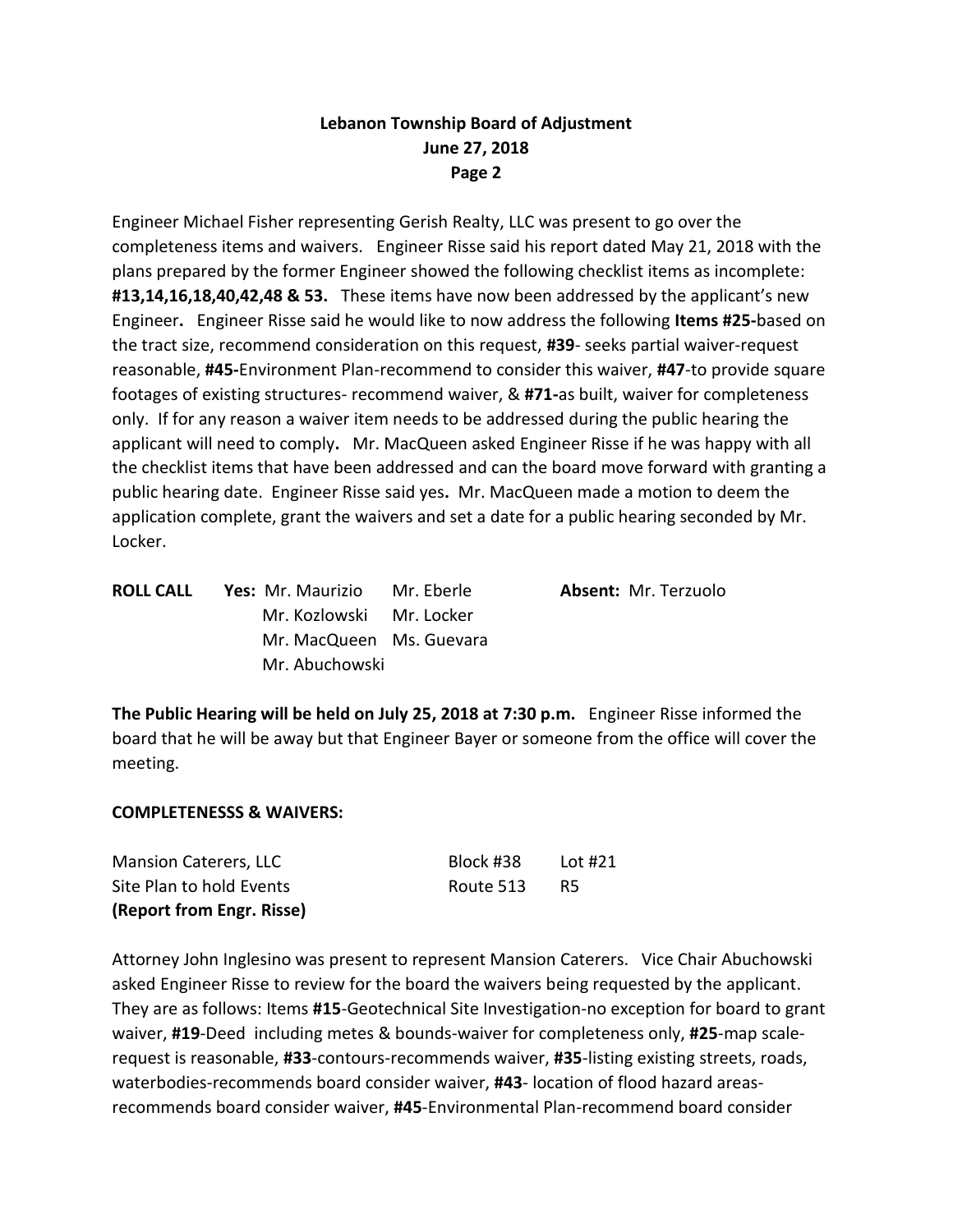Engineer Michael Fisher representing Gerish Realty, LLC was present to go over the completeness items and waivers. Engineer Risse said his report dated May 21, 2018 with the plans prepared by the former Engineer showed the following checklist items as incomplete: **#13,14,16,18,40,42,48 & 53.** These items have now been addressed by the applicant's new Engineer**.** Engineer Risse said he would like to now address the following **Items #25-**based on the tract size, recommend consideration on this request, **#39**- seeks partial waiver-request reasonable, **#45-**Environment Plan-recommend to consider this waiver, **#47**-to provide square footages of existing structures- recommend waiver, & **#71-**as built, waiver for completeness only. If for any reason a waiver item needs to be addressed during the public hearing the applicant will need to comply**.** Mr. MacQueen asked Engineer Risse if he was happy with all the checklist items that have been addressed and can the board move forward with granting a public hearing date. Engineer Risse said yes**.** Mr. MacQueen made a motion to deem the application complete, grant the waivers and set a date for a public hearing seconded by Mr. Locker.

| **ROLL CALL** | **Yes:** Mr. Maurizio | Mr. Eberle | **Absent:** Mr. Terzuolo |
|---|---|---|---|
| | Mr. Kozlowski | Mr. Locker | |
| | Mr. MacQueen | Ms. Guevara | |
| | Mr. Abuchowski | | |

**The Public Hearing will be held on July 25, 2018 at 7:30 p.m.** Engineer Risse informed the board that he will be away but that Engineer Bayer or someone from the office will cover the meeting.

**COMPLETENESSS & WAIVERS:**

| Mansion Caterers, LLC | Block #38 | Lot #21 |
|---|---|---|
| Site Plan to hold Events | Route 513 | R5 |
| **(Report from Engr. Risse)** | | |

Attorney John Inglesino was present to represent Mansion Caterers. Vice Chair Abuchowski asked Engineer Risse to review for the board the waivers being requested by the applicant. They are as follows: Items **#15**-Geotechnical Site Investigation-no exception for board to grant waiver, **#19**-Deed including metes & bounds-waiver for completeness only, **#25**-map scale-request is reasonable, **#33**-contours-recommends waiver, **#35**-listing existing streets, roads, waterbodies-recommends board consider waiver, **#43**- location of flood hazard areas-recommends board consider waiver, **#45**-Environmental Plan-recommend board consider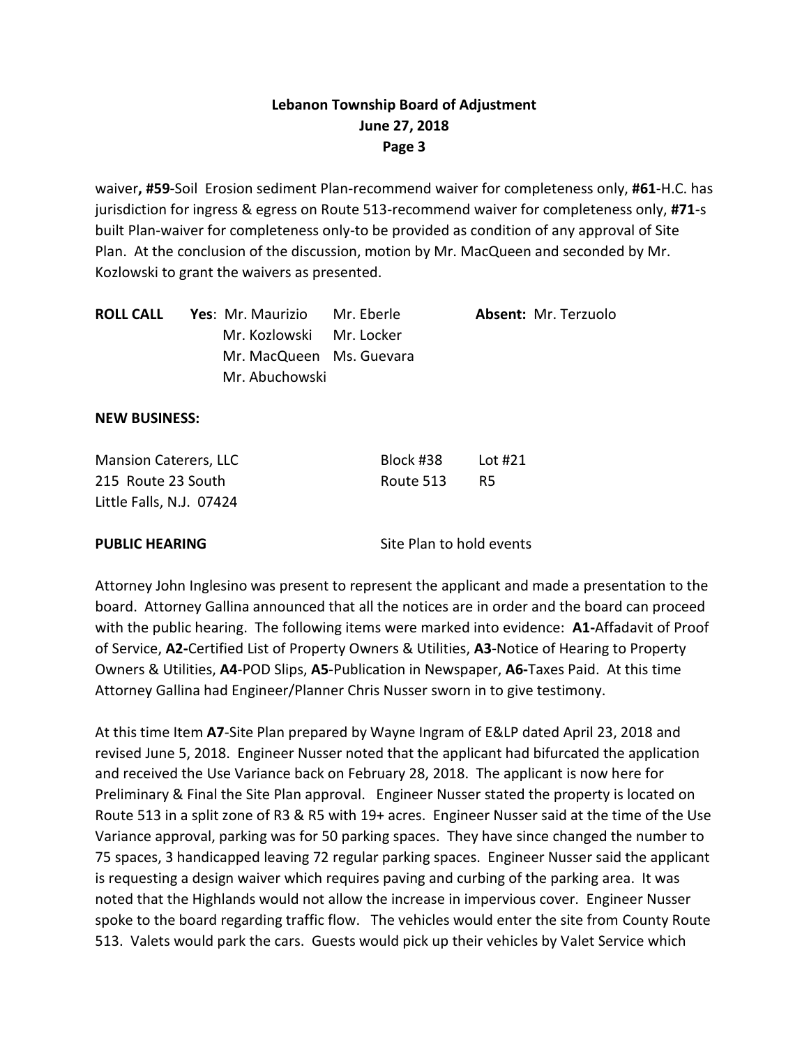waiver**, #59**-Soil Erosion sediment Plan-recommend waiver for completeness only, **#61**-H.C. has jurisdiction for ingress & egress on Route 513-recommend waiver for completeness only, **#71**-s built Plan-waiver for completeness only-to be provided as condition of any approval of Site Plan. At the conclusion of the discussion, motion by Mr. MacQueen and seconded by Mr. Kozlowski to grant the waivers as presented.

| **ROLL CALL** | **Yes**: Mr. Maurizio | Mr. Eberle | **Absent:** Mr. Terzuolo |
|---|---|---|---|
| | Mr. Kozlowski | Mr. Locker | |
| | Mr. MacQueen | Ms. Guevara | |
| | Mr. Abuchowski | | |

**NEW BUSINESS:**

| | | |
|---|---|---|
| Mansion Caterers, LLC | Block #38 | Lot #21 |
| 215 Route 23 South | Route 513 | R5 |
| Little Falls, N.J. 07424 | | |

**PUBLIC HEARING** Site Plan to hold events

Attorney John Inglesino was present to represent the applicant and made a presentation to the board. Attorney Gallina announced that all the notices are in order and the board can proceed with the public hearing. The following items were marked into evidence: **A1-**Affadavit of Proof of Service, **A2-**Certified List of Property Owners & Utilities, **A3**-Notice of Hearing to Property Owners & Utilities, **A4**-POD Slips, **A5**-Publication in Newspaper, **A6-**Taxes Paid. At this time Attorney Gallina had Engineer/Planner Chris Nusser sworn in to give testimony.

At this time Item **A7**-Site Plan prepared by Wayne Ingram of E&LP dated April 23, 2018 and revised June 5, 2018. Engineer Nusser noted that the applicant had bifurcated the application and received the Use Variance back on February 28, 2018. The applicant is now here for Preliminary & Final the Site Plan approval. Engineer Nusser stated the property is located on Route 513 in a split zone of R3 & R5 with 19+ acres. Engineer Nusser said at the time of the Use Variance approval, parking was for 50 parking spaces. They have since changed the number to 75 spaces, 3 handicapped leaving 72 regular parking spaces. Engineer Nusser said the applicant is requesting a design waiver which requires paving and curbing of the parking area. It was noted that the Highlands would not allow the increase in impervious cover. Engineer Nusser spoke to the board regarding traffic flow. The vehicles would enter the site from County Route 513. Valets would park the cars. Guests would pick up their vehicles by Valet Service which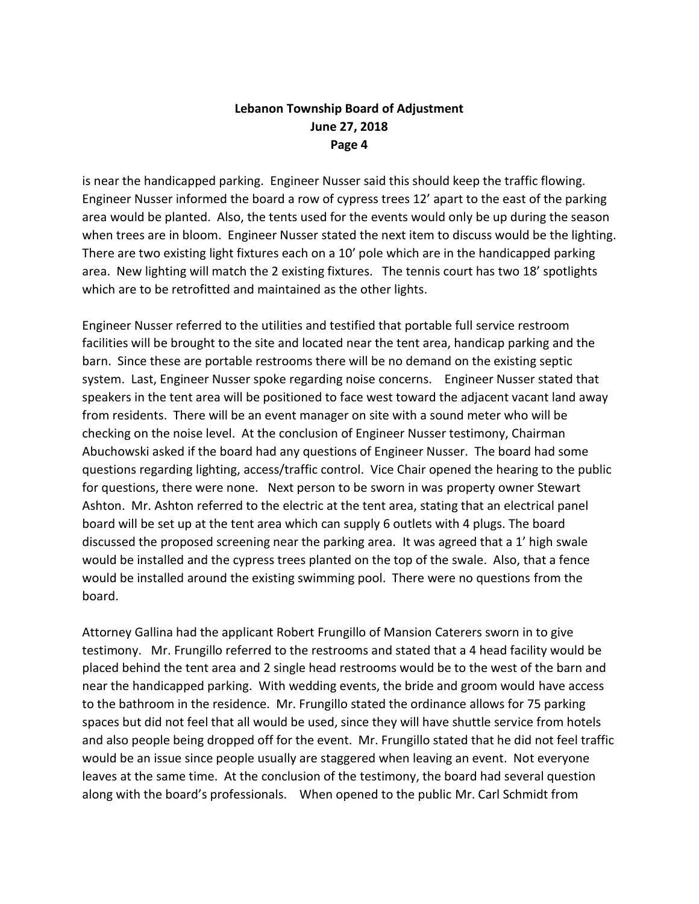is near the handicapped parking. Engineer Nusser said this should keep the traffic flowing. Engineer Nusser informed the board a row of cypress trees 12' apart to the east of the parking area would be planted. Also, the tents used for the events would only be up during the season when trees are in bloom. Engineer Nusser stated the next item to discuss would be the lighting. There are two existing light fixtures each on a 10' pole which are in the handicapped parking area. New lighting will match the 2 existing fixtures. The tennis court has two 18' spotlights which are to be retrofitted and maintained as the other lights.

Engineer Nusser referred to the utilities and testified that portable full service restroom facilities will be brought to the site and located near the tent area, handicap parking and the barn. Since these are portable restrooms there will be no demand on the existing septic system. Last, Engineer Nusser spoke regarding noise concerns. Engineer Nusser stated that speakers in the tent area will be positioned to face west toward the adjacent vacant land away from residents. There will be an event manager on site with a sound meter who will be checking on the noise level. At the conclusion of Engineer Nusser testimony, Chairman Abuchowski asked if the board had any questions of Engineer Nusser. The board had some questions regarding lighting, access/traffic control. Vice Chair opened the hearing to the public for questions, there were none. Next person to be sworn in was property owner Stewart Ashton. Mr. Ashton referred to the electric at the tent area, stating that an electrical panel board will be set up at the tent area which can supply 6 outlets with 4 plugs. The board discussed the proposed screening near the parking area. It was agreed that a 1' high swale would be installed and the cypress trees planted on the top of the swale. Also, that a fence would be installed around the existing swimming pool. There were no questions from the board.

Attorney Gallina had the applicant Robert Frungillo of Mansion Caterers sworn in to give testimony. Mr. Frungillo referred to the restrooms and stated that a 4 head facility would be placed behind the tent area and 2 single head restrooms would be to the west of the barn and near the handicapped parking. With wedding events, the bride and groom would have access to the bathroom in the residence. Mr. Frungillo stated the ordinance allows for 75 parking spaces but did not feel that all would be used, since they will have shuttle service from hotels and also people being dropped off for the event. Mr. Frungillo stated that he did not feel traffic would be an issue since people usually are staggered when leaving an event. Not everyone leaves at the same time. At the conclusion of the testimony, the board had several question along with the board's professionals. When opened to the public Mr. Carl Schmidt from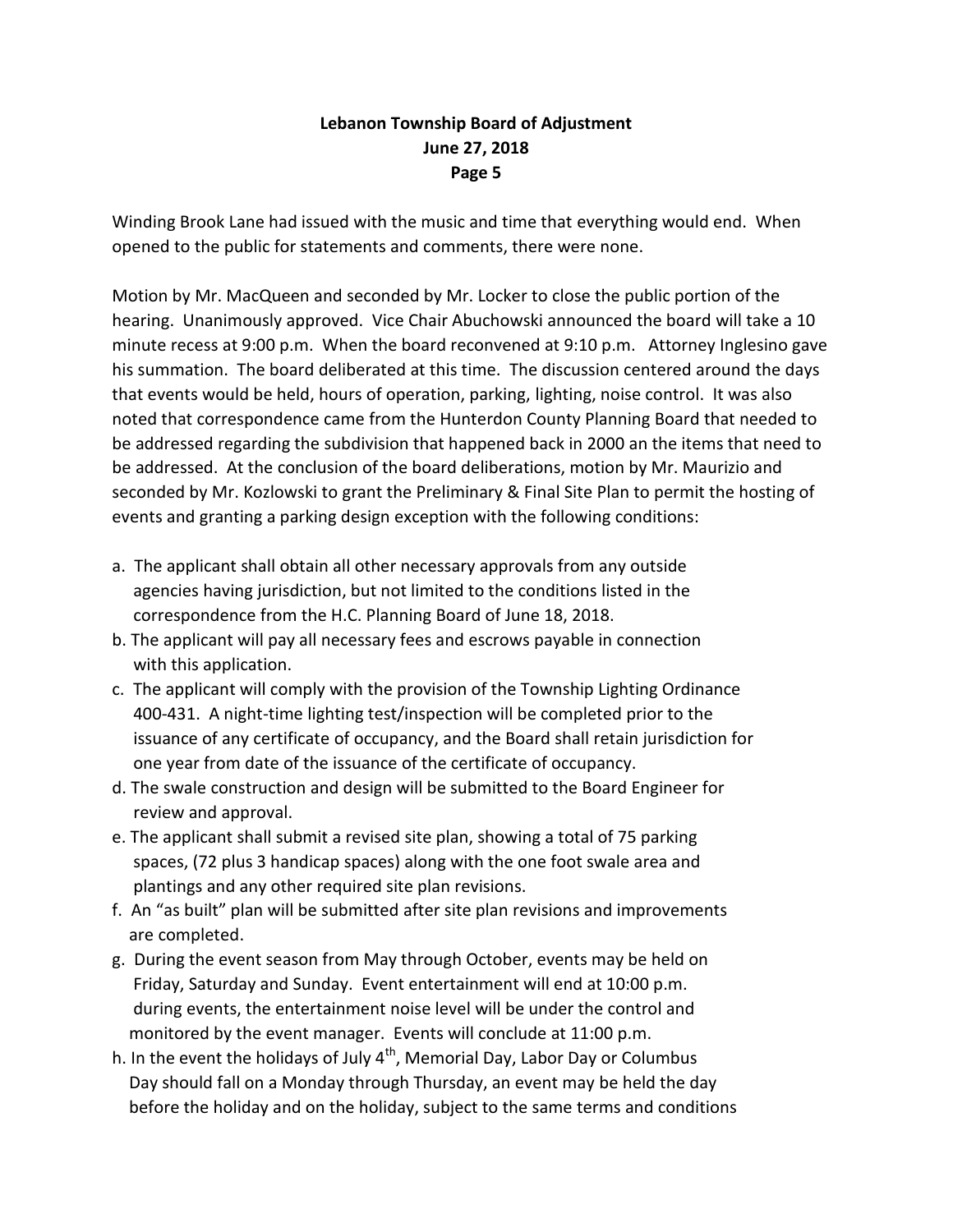Winding Brook Lane had issued with the music and time that everything would end. When opened to the public for statements and comments, there were none.

Motion by Mr. MacQueen and seconded by Mr. Locker to close the public portion of the hearing. Unanimously approved. Vice Chair Abuchowski announced the board will take a 10 minute recess at 9:00 p.m. When the board reconvened at 9:10 p.m. Attorney Inglesino gave his summation. The board deliberated at this time. The discussion centered around the days that events would be held, hours of operation, parking, lighting, noise control. It was also noted that correspondence came from the Hunterdon County Planning Board that needed to be addressed regarding the subdivision that happened back in 2000 an the items that need to be addressed. At the conclusion of the board deliberations, motion by Mr. Maurizio and seconded by Mr. Kozlowski to grant the Preliminary & Final Site Plan to permit the hosting of events and granting a parking design exception with the following conditions:

a. The applicant shall obtain all other necessary approvals from any outside agencies having jurisdiction, but not limited to the conditions listed in the correspondence from the H.C. Planning Board of June 18, 2018.
b. The applicant will pay all necessary fees and escrows payable in connection with this application.
c. The applicant will comply with the provision of the Township Lighting Ordinance 400-431. A night-time lighting test/inspection will be completed prior to the issuance of any certificate of occupancy, and the Board shall retain jurisdiction for one year from date of the issuance of the certificate of occupancy.
d. The swale construction and design will be submitted to the Board Engineer for review and approval.
e. The applicant shall submit a revised site plan, showing a total of 75 parking spaces, (72 plus 3 handicap spaces) along with the one foot swale area and plantings and any other required site plan revisions.
f. An "as built" plan will be submitted after site plan revisions and improvements are completed.
g. During the event season from May through October, events may be held on Friday, Saturday and Sunday. Event entertainment will end at 10:00 p.m. during events, the entertainment noise level will be under the control and monitored by the event manager. Events will conclude at 11:00 p.m.
h. In the event the holidays of July 4th, Memorial Day, Labor Day or Columbus Day should fall on a Monday through Thursday, an event may be held the day before the holiday and on the holiday, subject to the same terms and conditions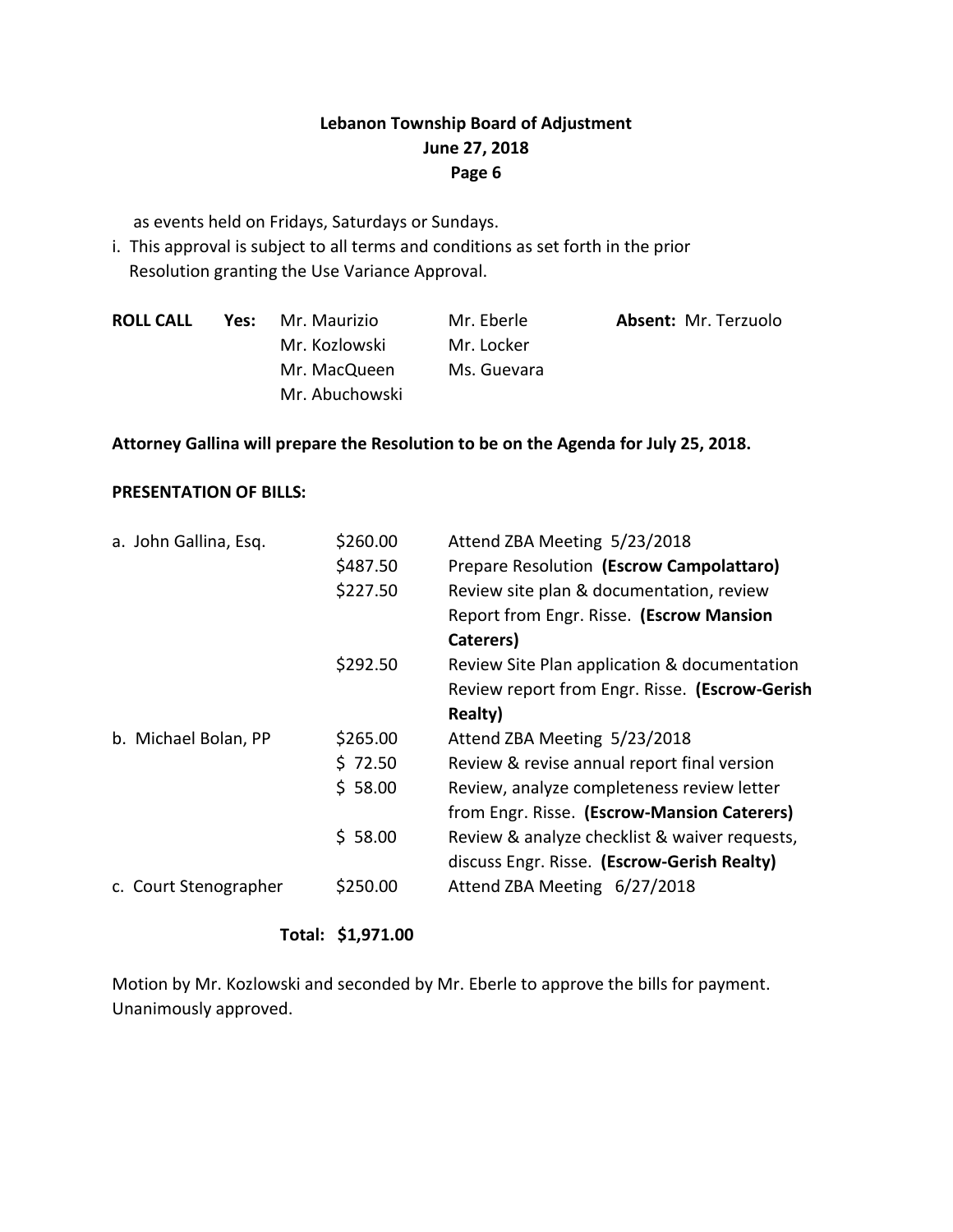as events held on Fridays, Saturdays or Sundays.

i. This approval is subject to all terms and conditions as set forth in the prior Resolution granting the Use Variance Approval.

| **ROLL CALL** | **Yes:** | | **Absent:** |
|---|---|---|---|
| | Mr. Maurizio | Mr. Eberle | Mr. Terzuolo |
| | Mr. Kozlowski | Mr. Locker | |
| | Mr. MacQueen | Ms. Guevara | |
| | Mr. Abuchowski | | |

**Attorney Gallina will prepare the Resolution to be on the Agenda for July 25, 2018.**

**PRESENTATION OF BILLS:**

| | | |
|---|---|---|
| a. John Gallina, Esq. | $260.00 | Attend ZBA Meeting 5/23/2018 |
| | $487.50 | Prepare Resolution **(Escrow Campolattaro)** |
| | $227.50 | Review site plan & documentation, review Report from Engr. Risse. **(Escrow Mansion Caterers)** |
| | $292.50 | Review Site Plan application & documentation Review report from Engr. Risse. **(Escrow-Gerish Realty)** |
| b. Michael Bolan, PP | $265.00 | Attend ZBA Meeting 5/23/2018 |
| | $ 72.50 | Review & revise annual report final version |
| | $ 58.00 | Review, analyze completeness review letter from Engr. Risse. **(Escrow-Mansion Caterers)** |
| | $ 58.00 | Review & analyze checklist & waiver requests, discuss Engr. Risse. **(Escrow-Gerish Realty)** |
| c. Court Stenographer | $250.00 | Attend ZBA Meeting 6/27/2018 |
| **Total:** | **$1,971.00** | |

Motion by Mr. Kozlowski and seconded by Mr. Eberle to approve the bills for payment. Unanimously approved.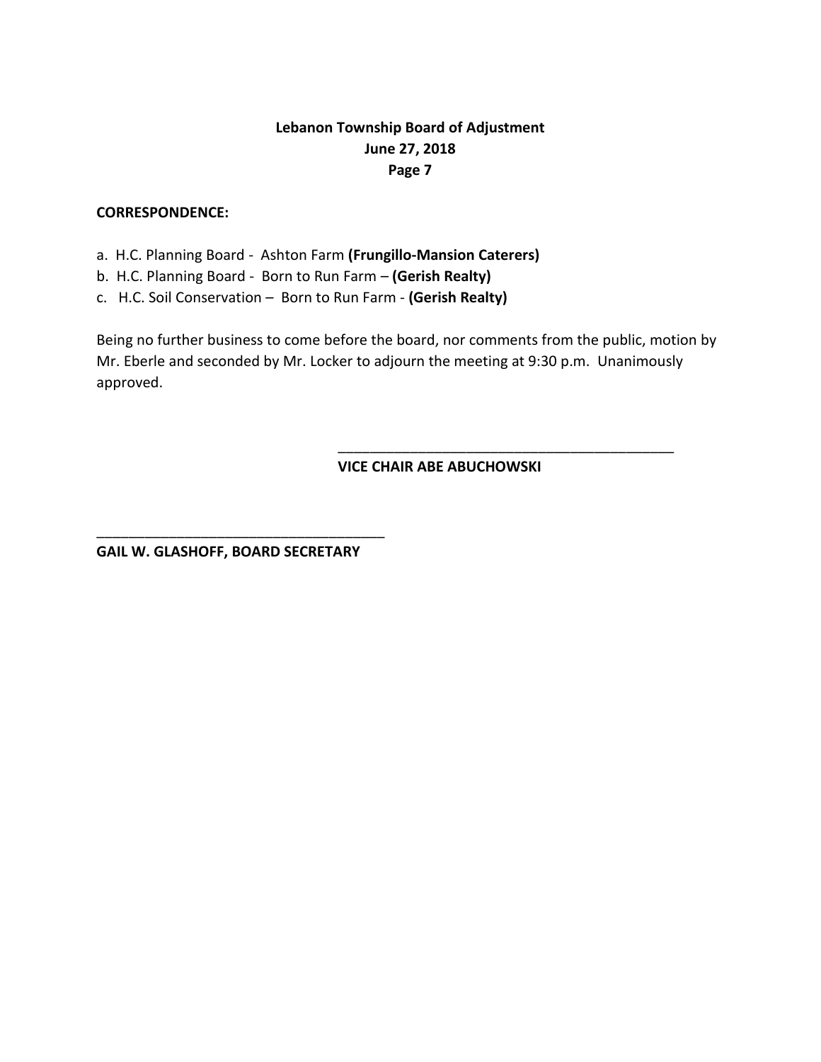**CORRESPONDENCE:**

a. H.C. Planning Board - Ashton Farm **(Frungillo-Mansion Caterers)**
b. H.C. Planning Board - Born to Run Farm – **(Gerish Realty)**
c. H.C. Soil Conservation – Born to Run Farm - **(Gerish Realty)**

Being no further business to come before the board, nor comments from the public, motion by Mr. Eberle and seconded by Mr. Locker to adjourn the meeting at 9:30 p.m. Unanimously approved.

_____________________________________________

**VICE CHAIR ABE ABUCHOWSKI**

_____________________________________

**GAIL W. GLASHOFF, BOARD SECRETARY**